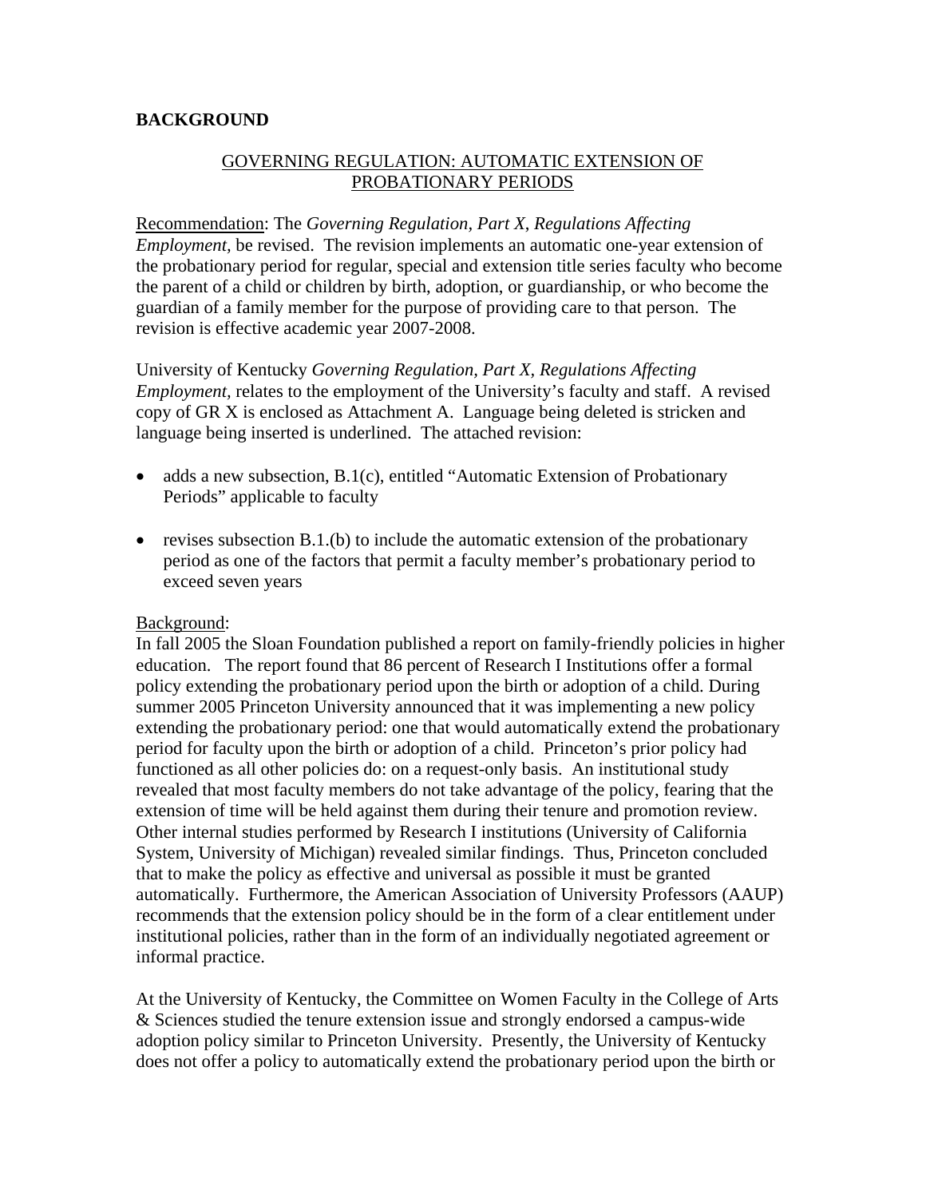**BACKGROUND**

<u>GOVERNING REGULATION: AUTOMATIC EXTENSION OF PROBATIONARY PERIODS</u>

<u>Recommendation</u>: The *Governing Regulation, Part X, Regulations Affecting Employment,* be revised. The revision implements an automatic one-year extension of the probationary period for regular, special and extension title series faculty who become the parent of a child or children by birth, adoption, or guardianship, or who become the guardian of a family member for the purpose of providing care to that person. The revision is effective academic year 2007-2008.

University of Kentucky *Governing Regulation, Part X, Regulations Affecting Employment,* relates to the employment of the University's faculty and staff. A revised copy of GR X is enclosed as Attachment A. Language being deleted is stricken and language being inserted is underlined. The attached revision:

- adds a new subsection, B.1(c), entitled "Automatic Extension of Probationary Periods" applicable to faculty
- revises subsection B.1.(b) to include the automatic extension of the probationary period as one of the factors that permit a faculty member's probationary period to exceed seven years

<u>Background</u>:
In fall 2005 the Sloan Foundation published a report on family-friendly policies in higher education. The report found that 86 percent of Research I Institutions offer a formal policy extending the probationary period upon the birth or adoption of a child. During summer 2005 Princeton University announced that it was implementing a new policy extending the probationary period: one that would automatically extend the probationary period for faculty upon the birth or adoption of a child. Princeton's prior policy had functioned as all other policies do: on a request-only basis. An institutional study revealed that most faculty members do not take advantage of the policy, fearing that the extension of time will be held against them during their tenure and promotion review. Other internal studies performed by Research I institutions (University of California System, University of Michigan) revealed similar findings. Thus, Princeton concluded that to make the policy as effective and universal as possible it must be granted automatically. Furthermore, the American Association of University Professors (AAUP) recommends that the extension policy should be in the form of a clear entitlement under institutional policies, rather than in the form of an individually negotiated agreement or informal practice.

At the University of Kentucky, the Committee on Women Faculty in the College of Arts & Sciences studied the tenure extension issue and strongly endorsed a campus-wide adoption policy similar to Princeton University. Presently, the University of Kentucky does not offer a policy to automatically extend the probationary period upon the birth or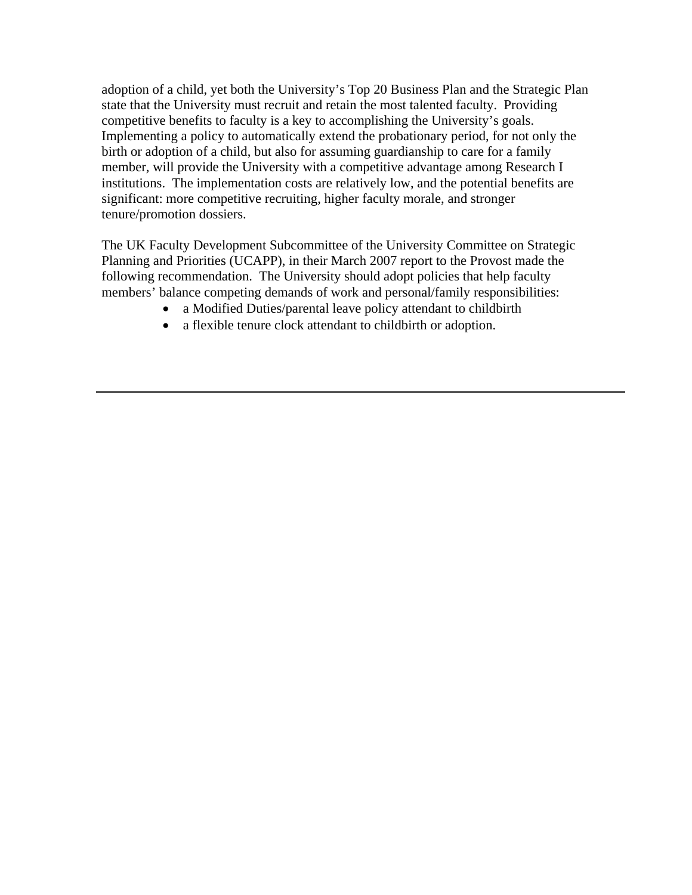adoption of a child, yet both the University's Top 20 Business Plan and the Strategic Plan state that the University must recruit and retain the most talented faculty. Providing competitive benefits to faculty is a key to accomplishing the University's goals. Implementing a policy to automatically extend the probationary period, for not only the birth or adoption of a child, but also for assuming guardianship to care for a family member, will provide the University with a competitive advantage among Research I institutions. The implementation costs are relatively low, and the potential benefits are significant: more competitive recruiting, higher faculty morale, and stronger tenure/promotion dossiers.

The UK Faculty Development Subcommittee of the University Committee on Strategic Planning and Priorities (UCAPP), in their March 2007 report to the Provost made the following recommendation. The University should adopt policies that help faculty members' balance competing demands of work and personal/family responsibilities:

- a Modified Duties/parental leave policy attendant to childbirth
- a flexible tenure clock attendant to childbirth or adoption.

---